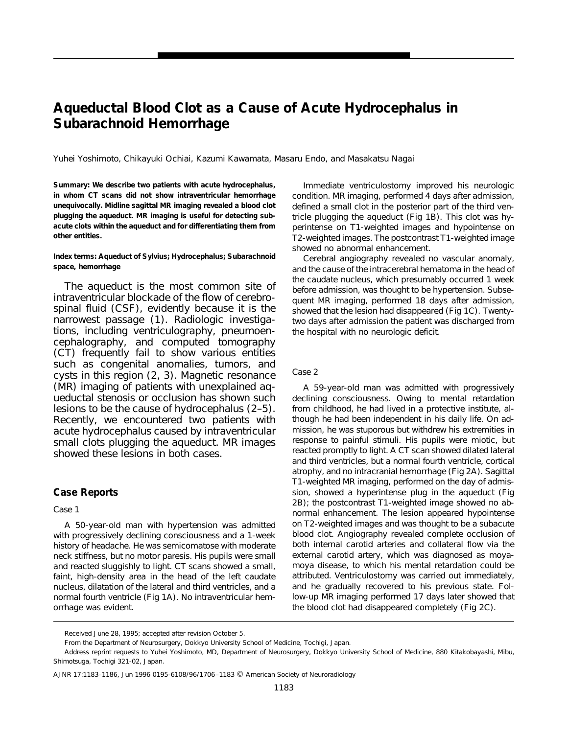# Aqueductal Blood Clot as a Cause of Acute Hydrocephalus in Subarachnoid Hemorrhage

Yuhei Yoshimoto, Chikayuki Ochiai, Kazumi Kawamata, Masaru Endo, and Masakatsu Nagai

**Summary: We describe two patients with acute hydrocephalus, in whom CT scans did not show intraventricular hemorrhage unequivocally. Midline sagittal MR imaging revealed a blood clot plugging the aqueduct. MR imaging is useful for detecting subacute clots within the aqueduct and for differentiating them from other entities.**

**Index terms: Aqueduct of Sylvius; Hydrocephalus; Subarachnoid space, hemorrhage**

The aqueduct is the most common site of intraventricular blockade of the flow of cerebrospinal fluid (CSF), evidently because it is the narrowest passage (1). Radiologic investigations, including ventriculography, pneumoencephalography, and computed tomography (CT) frequently fail to show various entities such as congenital anomalies, tumors, and cysts in this region (2, 3). Magnetic resonance (MR) imaging of patients with unexplained aqueductal stenosis or occlusion has shown such lesions to be the cause of hydrocephalus (2–5). Recently, we encountered two patients with acute hydrocephalus caused by intraventricular small clots plugging the aqueduct. MR images showed these lesions in both cases.

## Case Reports

### Case 1

A 50-year-old man with hypertension was admitted with progressively declining consciousness and a 1-week history of headache. He was semicomatose with moderate neck stiffness, but no motor paresis. His pupils were small and reacted sluggishly to light. CT scans showed a small, faint, high-density area in the head of the left caudate nucleus, dilatation of the lateral and third ventricles, and a normal fourth ventricle (Fig 1A). No intraventricular hemorrhage was evident.

Immediate ventriculostomy improved his neurologic condition. MR imaging, performed 4 days after admission, defined a small clot in the posterior part of the third ventricle plugging the aqueduct (Fig 1B). This clot was hyperintense on T1-weighted images and hypointense on T2-weighted images. The postcontrast T1-weighted image showed no abnormal enhancement.

Cerebral angiography revealed no vascular anomaly, and the cause of the intracerebral hematoma in the head of the caudate nucleus, which presumably occurred 1 week before admission, was thought to be hypertension. Subsequent MR imaging, performed 18 days after admission, showed that the lesion had disappeared (Fig 1C). Twenty-two days after admission the patient was discharged from the hospital with no neurologic deficit.

### Case 2

A 59-year-old man was admitted with progressively declining consciousness. Owing to mental retardation from childhood, he had lived in a protective institute, although he had been independent in his daily life. On admission, he was stuporous but withdrew his extremities in response to painful stimuli. His pupils were miotic, but reacted promptly to light. A CT scan showed dilated lateral and third ventricles, but a normal fourth ventricle, cortical atrophy, and no intracranial hemorrhage (Fig 2A). Sagittal T1-weighted MR imaging, performed on the day of admission, showed a hyperintense plug in the aqueduct (Fig 2B); the postcontrast T1-weighted image showed no abnormal enhancement. The lesion appeared hypointense on T2-weighted images and was thought to be a subacute blood clot. Angiography revealed complete occlusion of both internal carotid arteries and collateral flow via the external carotid artery, which was diagnosed as moyamoya disease, to which his mental retardation could be attributed. Ventriculostomy was carried out immediately, and he gradually recovered to his previous state. Follow-up MR imaging performed 17 days later showed that the blood clot had disappeared completely (Fig 2C).

Received June 28, 1995; accepted after revision October 5.

From the Department of Neurosurgery, Dokkyo University School of Medicine, Tochigi, Japan.

Address reprint requests to Yuhei Yoshimoto, MD, Department of Neurosurgery, Dokkyo University School of Medicine, 880 Kitakobayashi, Mibu, Shimotsuga, Tochigi 321-02, Japan.

AJNR 17:1183–1186, Jun 1996 0195-6108/96/1706–1183 © American Society of Neuroradiology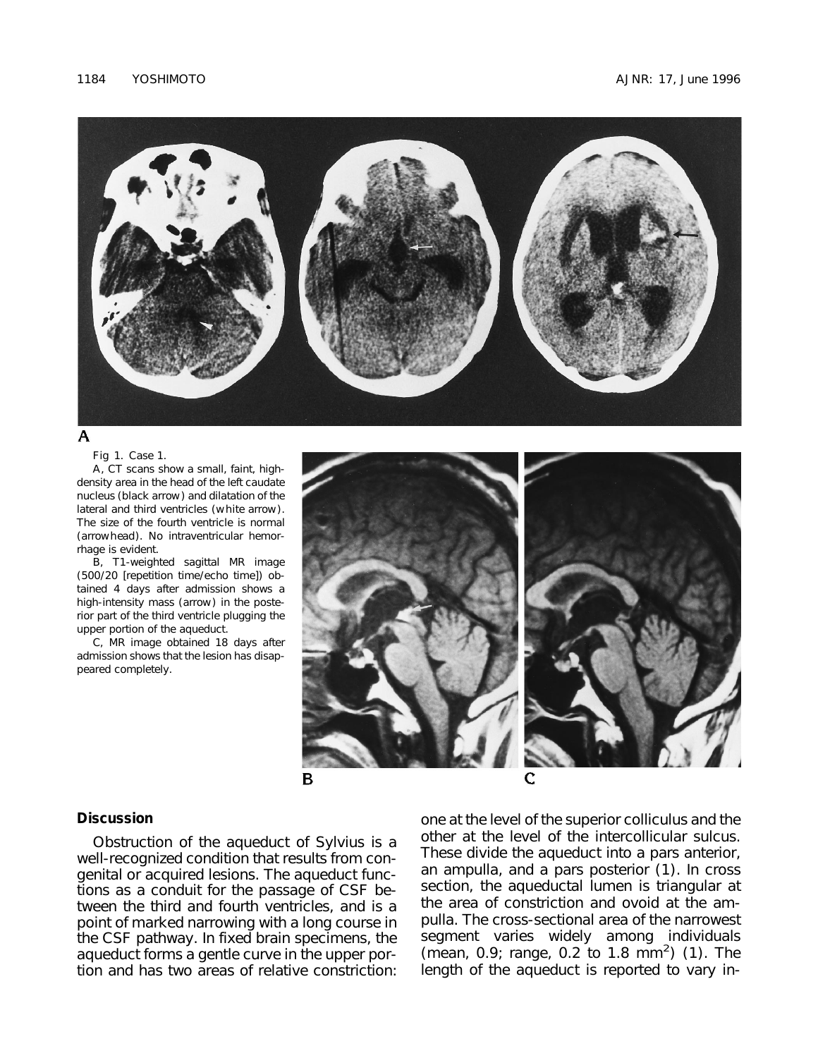Fig 1. Case 1.

A, CT scans show a small, faint, high-density area in the head of the left caudate nucleus (black arrow) and dilatation of the lateral and third ventricles (white arrow). The size of the fourth ventricle is normal (arrowhead). No intraventricular hemorrhage is evident.

B, T1-weighted sagittal MR image (500/20 [repetition time/echo time]) obtained 4 days after admission shows a high-intensity mass (arrow) in the posterior part of the third ventricle plugging the upper portion of the aqueduct.

C, MR image obtained 18 days after admission shows that the lesion has disappeared completely.

## Discussion

Obstruction of the aqueduct of Sylvius is a well-recognized condition that results from congenital or acquired lesions. The aqueduct functions as a conduit for the passage of CSF between the third and fourth ventricles, and is a point of marked narrowing with a long course in the CSF pathway. In fixed brain specimens, the aqueduct forms a gentle curve in the upper portion and has two areas of relative constriction: one at the level of the superior colliculus and the other at the level of the intercollicular sulcus. These divide the aqueduct into a pars anterior, an ampulla, and a pars posterior (1). In cross section, the aqueductal lumen is triangular at the area of constriction and ovoid at the ampulla. The cross-sectional area of the narrowest segment varies widely among individuals (mean, 0.9; range, 0.2 to 1.8 $mm^2$) (1). The length of the aqueduct is reported to vary in-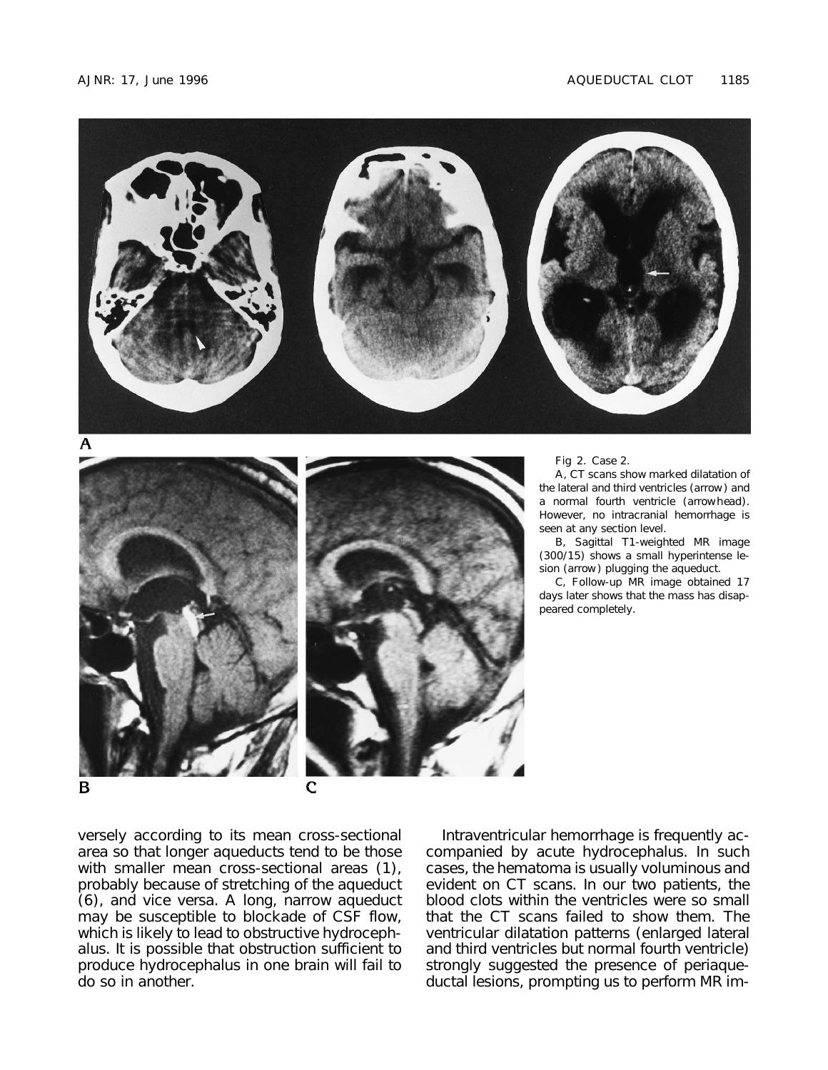Fig 2. Case 2.

A, CT scans show marked dilatation of the lateral and third ventricles (arrow) and a normal fourth ventricle (arrowhead). However, no intracranial hemorrhage is seen at any section level.

B, Sagittal T1-weighted MR image (300/15) shows a small hyperintense lesion (arrow) plugging the aqueduct.

C, Follow-up MR image obtained 17 days later shows that the mass has disappeared completely.

versely according to its mean cross-sectional area so that longer aqueducts tend to be those with smaller mean cross-sectional areas (1), probably because of stretching of the aqueduct (6), and vice versa. A long, narrow aqueduct may be susceptible to blockade of CSF flow, which is likely to lead to obstructive hydrocephalus. It is possible that obstruction sufficient to produce hydrocephalus in one brain will fail to do so in another.

Intraventricular hemorrhage is frequently accompanied by acute hydrocephalus. In such cases, the hematoma is usually voluminous and evident on CT scans. In our two patients, the blood clots within the ventricles were so small that the CT scans failed to show them. The ventricular dilatation patterns (enlarged lateral and third ventricles but normal fourth ventricle) strongly suggested the presence of periaqueductal lesions, prompting us to perform MR im-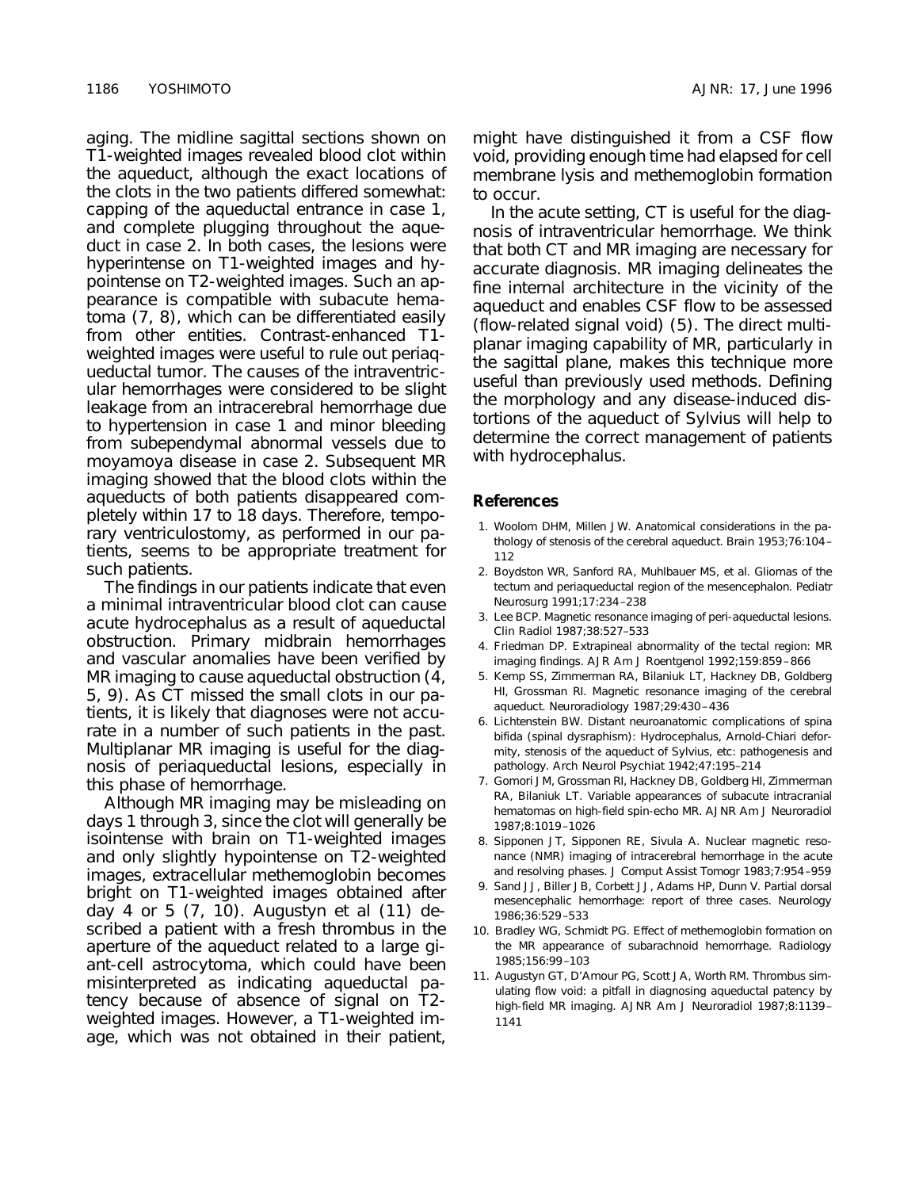aging. The midline sagittal sections shown on T1-weighted images revealed blood clot within the aqueduct, although the exact locations of the clots in the two patients differed somewhat: capping of the aqueductal entrance in case 1, and complete plugging throughout the aqueduct in case 2. In both cases, the lesions were hyperintense on T1-weighted images and hypointense on T2-weighted images. Such an appearance is compatible with subacute hematoma (7, 8), which can be differentiated easily from other entities. Contrast-enhanced T1-weighted images were useful to rule out periaqueductal tumor. The causes of the intraventricular hemorrhages were considered to be slight leakage from an intracerebral hemorrhage due to hypertension in case 1 and minor bleeding from subependymal abnormal vessels due to moyamoya disease in case 2. Subsequent MR imaging showed that the blood clots within the aqueducts of both patients disappeared completely within 17 to 18 days. Therefore, temporary ventriculostomy, as performed in our patients, seems to be appropriate treatment for such patients.

The findings in our patients indicate that even a minimal intraventricular blood clot can cause acute hydrocephalus as a result of aqueductal obstruction. Primary midbrain hemorrhages and vascular anomalies have been verified by MR imaging to cause aqueductal obstruction (4, 5, 9). As CT missed the small clots in our patients, it is likely that diagnoses were not accurate in a number of such patients in the past. Multiplanar MR imaging is useful for the diagnosis of periaqueductal lesions, especially in this phase of hemorrhage.

Although MR imaging may be misleading on days 1 through 3, since the clot will generally be isointense with brain on T1-weighted images and only slightly hypointense on T2-weighted images, extracellular methemoglobin becomes bright on T1-weighted images obtained after day 4 or 5 (7, 10). Augustyn et al (11) described a patient with a fresh thrombus in the aperture of the aqueduct related to a large giant-cell astrocytoma, which could have been misinterpreted as indicating aqueductal patency because of absence of signal on T2-weighted images. However, a T1-weighted image, which was not obtained in their patient, might have distinguished it from a CSF flow void, providing enough time had elapsed for cell membrane lysis and methemoglobin formation to occur.

In the acute setting, CT is useful for the diagnosis of intraventricular hemorrhage. We think that both CT and MR imaging are necessary for accurate diagnosis. MR imaging delineates the fine internal architecture in the vicinity of the aqueduct and enables CSF flow to be assessed (flow-related signal void) (5). The direct multiplanar imaging capability of MR, particularly in the sagittal plane, makes this technique more useful than previously used methods. Defining the morphology and any disease-induced distortions of the aqueduct of Sylvius will help to determine the correct management of patients with hydrocephalus.

## References

1. Woolom DHM, Millen JW. Anatomical considerations in the pathology of stenosis of the cerebral aqueduct. Brain 1953;76:104–112
2. Boydston WR, Sanford RA, Muhlbauer MS, et al. Gliomas of the tectum and periaqueductal region of the mesencephalon. Pediatr Neurosurg 1991;17:234–238
3. Lee BCP. Magnetic resonance imaging of peri-aqueductal lesions. Clin Radiol 1987;38:527–533
4. Friedman DP. Extrapineal abnormality of the tectal region: MR imaging findings. AJR Am J Roentgenol 1992;159:859–866
5. Kemp SS, Zimmerman RA, Bilaniuk LT, Hackney DB, Goldberg HI, Grossman RI. Magnetic resonance imaging of the cerebral aqueduct. Neuroradiology 1987;29:430–436
6. Lichtenstein BW. Distant neuroanatomic complications of spina bifida (spinal dysraphism): Hydrocephalus, Arnold-Chiari deformity, stenosis of the aqueduct of Sylvius, etc: pathogenesis and pathology. Arch Neurol Psychiat 1942;47:195–214
7. Gomori JM, Grossman RI, Hackney DB, Goldberg HI, Zimmerman RA, Bilaniuk LT. Variable appearances of subacute intracranial hematomas on high-field spin-echo MR. AJNR Am J Neuroradiol 1987;8:1019–1026
8. Sipponen JT, Sipponen RE, Sivula A. Nuclear magnetic resonance (NMR) imaging of intracerebral hemorrhage in the acute and resolving phases. J Comput Assist Tomogr 1983;7:954–959
9. Sand JJ, Biller JB, Corbett JJ, Adams HP, Dunn V. Partial dorsal mesencephalic hemorrhage: report of three cases. Neurology 1986;36:529–533
10. Bradley WG, Schmidt PG. Effect of methemoglobin formation on the MR appearance of subarachnoid hemorrhage. Radiology 1985;156:99–103
11. Augustyn GT, D'Amour PG, Scott JA, Worth RM. Thrombus simulating flow void: a pitfall in diagnosing aqueductal patency by high-field MR imaging. AJNR Am J Neuroradiol 1987;8:1139–1141